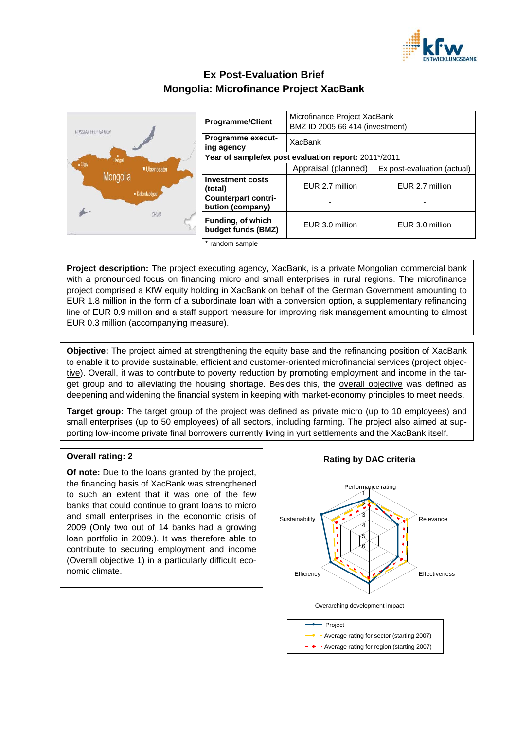# Ex Post-Evaluation Brief
## Mongolia: Microfinance Project XacBank

| Programme/Client | Microfinance Project XacBank<br>BMZ ID 2005 66 414 (investment) | |
|---|---|---|
| Programme executing agency | XacBank | |
| Year of sample/ex post evaluation report: 2011*/2011 | | |
| | Appraisal (planned) | Ex post-evaluation (actual) |
| Investment costs (total) | EUR 2.7 million | EUR 2.7 million |
| Counterpart contribution (company) | - | - |
| Funding, of which budget funds (BMZ) | EUR 3.0 million | EUR 3.0 million |

\* random sample

**Project description:** The project executing agency, XacBank, is a private Mongolian commercial bank with a pronounced focus on financing micro and small enterprises in rural regions. The microfinance project comprised a KfW equity holding in XacBank on behalf of the German Government amounting to EUR 1.8 million in the form of a subordinate loan with a conversion option, a supplementary refinancing line of EUR 0.9 million and a staff support measure for improving risk management amounting to almost EUR 0.3 million (accompanying measure).

**Objective:** The project aimed at strengthening the equity base and the refinancing position of XacBank to enable it to provide sustainable, efficient and customer-oriented microfinancial services (project objective). Overall, it was to contribute to poverty reduction by promoting employment and income in the target group and to alleviating the housing shortage. Besides this, the overall objective was defined as deepening and widening the financial system in keeping with market-economy principles to meet needs.

**Target group:** The target group of the project was defined as private micro (up to 10 employees) and small enterprises (up to 50 employees) of all sectors, including farming. The project also aimed at supporting low-income private final borrowers currently living in yurt settlements and the XacBank itself.

**Overall rating: 2**

**Of note:** Due to the loans granted by the project, the financing basis of XacBank was strengthened to such an extent that it was one of the few banks that could continue to grant loans to micro and small enterprises in the economic crisis of 2009 (Only two out of 14 banks had a growing loan portfolio in 2009.). It was therefore able to contribute to securing employment and income (Overall objective 1) in a particularly difficult economic climate.

**Rating by DAC criteria**

Performance rating, Relevance, Effectiveness, Overarching development impact, Efficiency, Sustainability

- Project
- Average rating for sector (starting 2007)
- Average rating for region (starting 2007)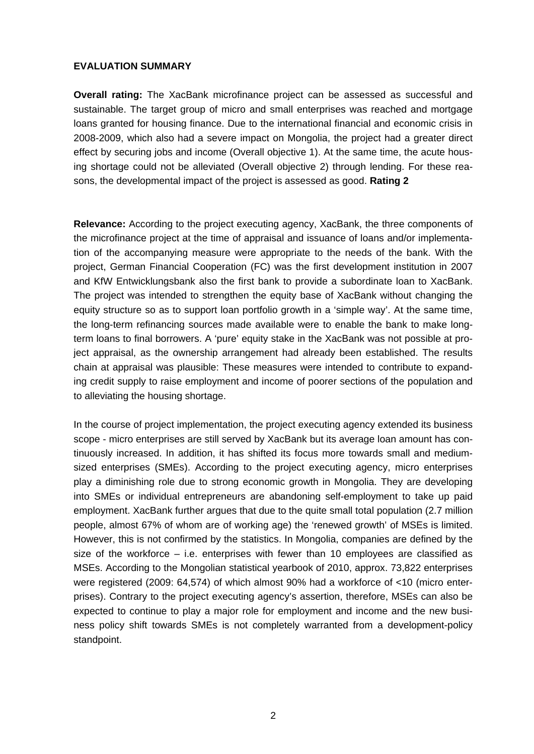## EVALUATION SUMMARY

**Overall rating:** The XacBank microfinance project can be assessed as successful and sustainable. The target group of micro and small enterprises was reached and mortgage loans granted for housing finance. Due to the international financial and economic crisis in 2008-2009, which also had a severe impact on Mongolia, the project had a greater direct effect by securing jobs and income (Overall objective 1). At the same time, the acute housing shortage could not be alleviated (Overall objective 2) through lending. For these reasons, the developmental impact of the project is assessed as good. **Rating 2**

**Relevance:** According to the project executing agency, XacBank, the three components of the microfinance project at the time of appraisal and issuance of loans and/or implementation of the accompanying measure were appropriate to the needs of the bank. With the project, German Financial Cooperation (FC) was the first development institution in 2007 and KfW Entwicklungsbank also the first bank to provide a subordinate loan to XacBank. The project was intended to strengthen the equity base of XacBank without changing the equity structure so as to support loan portfolio growth in a 'simple way'. At the same time, the long-term refinancing sources made available were to enable the bank to make long-term loans to final borrowers. A 'pure' equity stake in the XacBank was not possible at project appraisal, as the ownership arrangement had already been established. The results chain at appraisal was plausible: These measures were intended to contribute to expanding credit supply to raise employment and income of poorer sections of the population and to alleviating the housing shortage.

In the course of project implementation, the project executing agency extended its business scope - micro enterprises are still served by XacBank but its average loan amount has continuously increased. In addition, it has shifted its focus more towards small and medium-sized enterprises (SMEs). According to the project executing agency, micro enterprises play a diminishing role due to strong economic growth in Mongolia. They are developing into SMEs or individual entrepreneurs are abandoning self-employment to take up paid employment. XacBank further argues that due to the quite small total population (2.7 million people, almost 67% of whom are of working age) the 'renewed growth' of MSEs is limited. However, this is not confirmed by the statistics. In Mongolia, companies are defined by the size of the workforce – i.e. enterprises with fewer than 10 employees are classified as MSEs. According to the Mongolian statistical yearbook of 2010, approx. 73,822 enterprises were registered (2009: 64,574) of which almost 90% had a workforce of <10 (micro enterprises). Contrary to the project executing agency's assertion, therefore, MSEs can also be expected to continue to play a major role for employment and income and the new business policy shift towards SMEs is not completely warranted from a development-policy standpoint.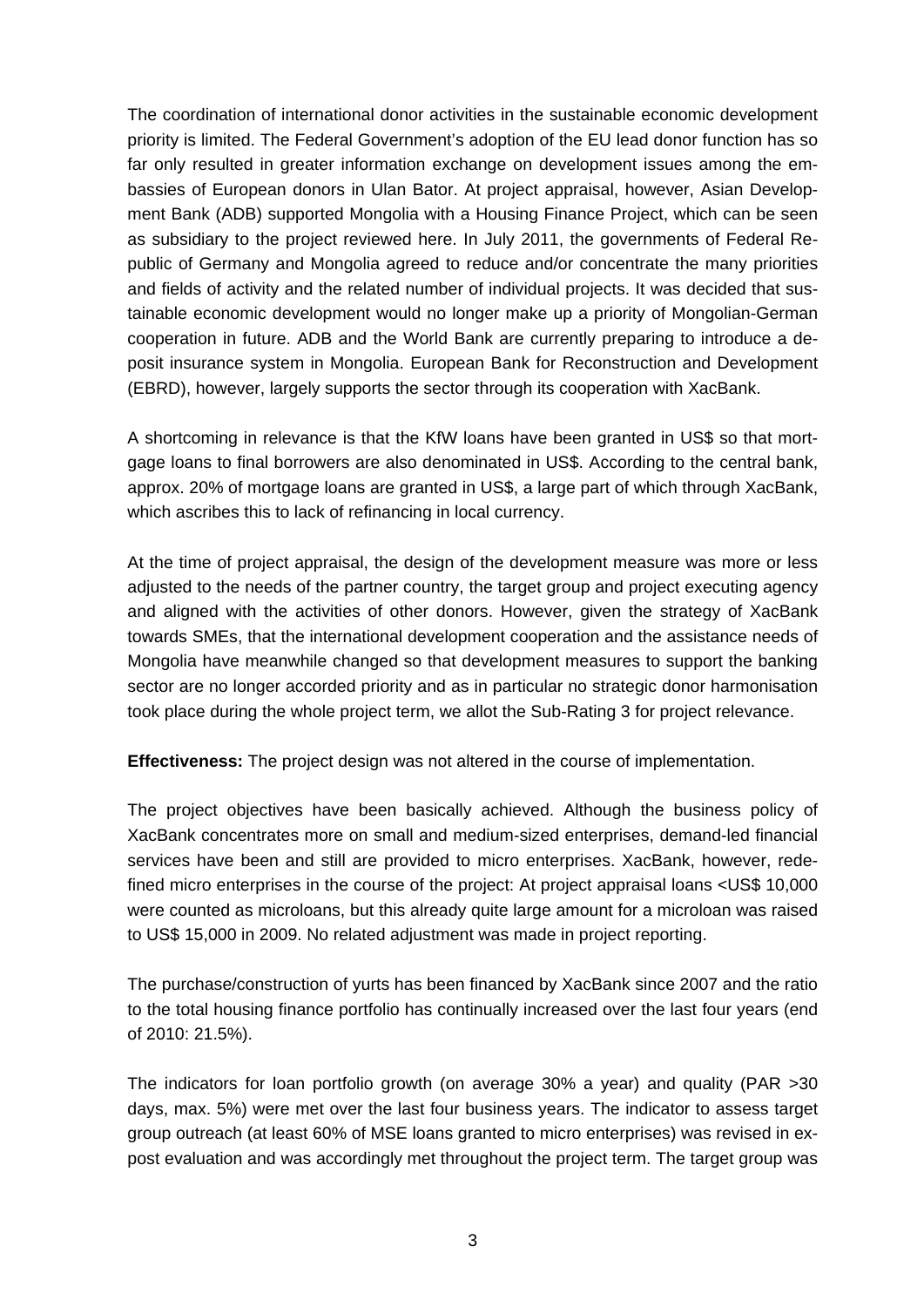The coordination of international donor activities in the sustainable economic development priority is limited. The Federal Government's adoption of the EU lead donor function has so far only resulted in greater information exchange on development issues among the embassies of European donors in Ulan Bator. At project appraisal, however, Asian Development Bank (ADB) supported Mongolia with a Housing Finance Project, which can be seen as subsidiary to the project reviewed here. In July 2011, the governments of Federal Republic of Germany and Mongolia agreed to reduce and/or concentrate the many priorities and fields of activity and the related number of individual projects. It was decided that sustainable economic development would no longer make up a priority of Mongolian-German cooperation in future. ADB and the World Bank are currently preparing to introduce a deposit insurance system in Mongolia. European Bank for Reconstruction and Development (EBRD), however, largely supports the sector through its cooperation with XacBank.

A shortcoming in relevance is that the KfW loans have been granted in US$ so that mortgage loans to final borrowers are also denominated in US$. According to the central bank, approx. 20% of mortgage loans are granted in US$, a large part of which through XacBank, which ascribes this to lack of refinancing in local currency.

At the time of project appraisal, the design of the development measure was more or less adjusted to the needs of the partner country, the target group and project executing agency and aligned with the activities of other donors. However, given the strategy of XacBank towards SMEs, that the international development cooperation and the assistance needs of Mongolia have meanwhile changed so that development measures to support the banking sector are no longer accorded priority and as in particular no strategic donor harmonisation took place during the whole project term, we allot the Sub-Rating 3 for project relevance.

**Effectiveness:** The project design was not altered in the course of implementation.

The project objectives have been basically achieved. Although the business policy of XacBank concentrates more on small and medium-sized enterprises, demand-led financial services have been and still are provided to micro enterprises. XacBank, however, redefined micro enterprises in the course of the project: At project appraisal loans <US$ 10,000 were counted as microloans, but this already quite large amount for a microloan was raised to US$ 15,000 in 2009. No related adjustment was made in project reporting.

The purchase/construction of yurts has been financed by XacBank since 2007 and the ratio to the total housing finance portfolio has continually increased over the last four years (end of 2010: 21.5%).

The indicators for loan portfolio growth (on average 30% a year) and quality (PAR >30 days, max. 5%) were met over the last four business years. The indicator to assess target group outreach (at least 60% of MSE loans granted to micro enterprises) was revised in ex-post evaluation and was accordingly met throughout the project term. The target group was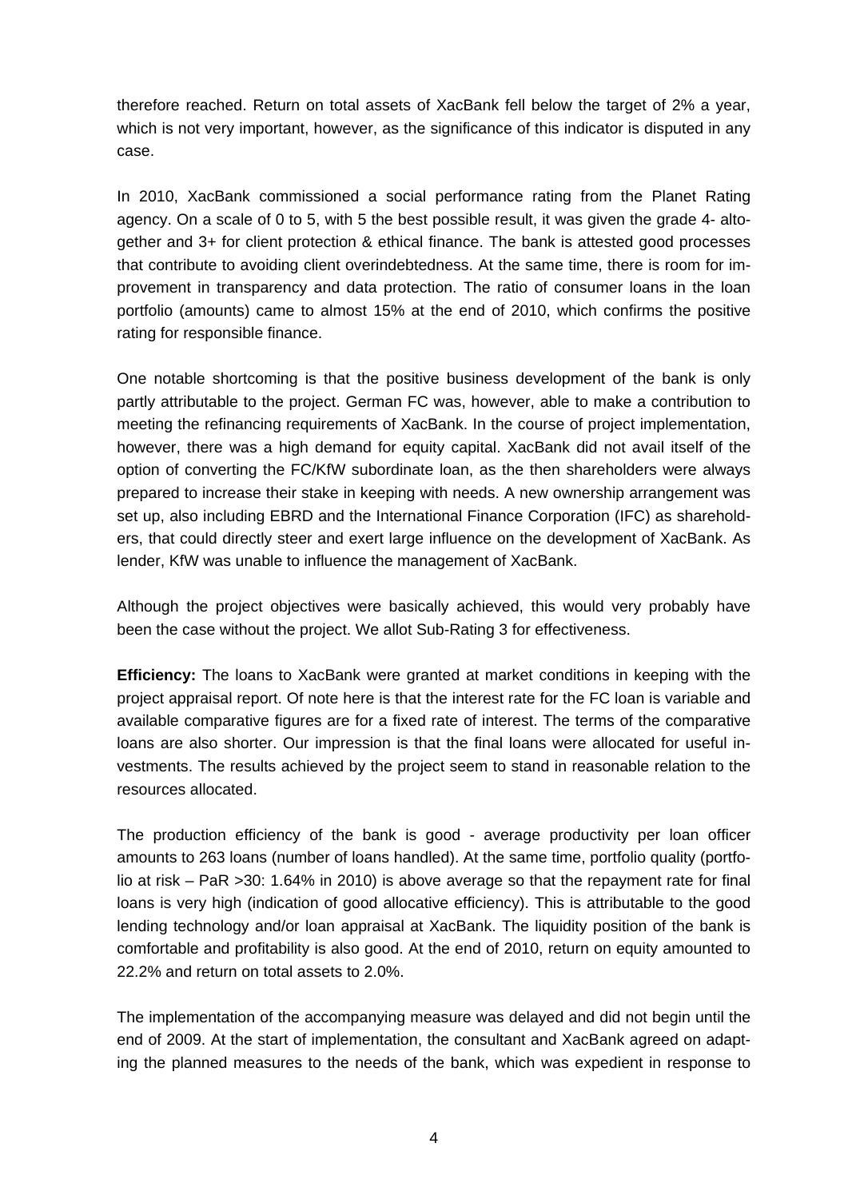therefore reached. Return on total assets of XacBank fell below the target of 2% a year, which is not very important, however, as the significance of this indicator is disputed in any case.

In 2010, XacBank commissioned a social performance rating from the Planet Rating agency. On a scale of 0 to 5, with 5 the best possible result, it was given the grade 4- altogether and 3+ for client protection & ethical finance. The bank is attested good processes that contribute to avoiding client overindebtedness. At the same time, there is room for improvement in transparency and data protection. The ratio of consumer loans in the loan portfolio (amounts) came to almost 15% at the end of 2010, which confirms the positive rating for responsible finance.

One notable shortcoming is that the positive business development of the bank is only partly attributable to the project. German FC was, however, able to make a contribution to meeting the refinancing requirements of XacBank. In the course of project implementation, however, there was a high demand for equity capital. XacBank did not avail itself of the option of converting the FC/KfW subordinate loan, as the then shareholders were always prepared to increase their stake in keeping with needs. A new ownership arrangement was set up, also including EBRD and the International Finance Corporation (IFC) as shareholders, that could directly steer and exert large influence on the development of XacBank. As lender, KfW was unable to influence the management of XacBank.

Although the project objectives were basically achieved, this would very probably have been the case without the project. We allot Sub-Rating 3 for effectiveness.

**Efficiency:** The loans to XacBank were granted at market conditions in keeping with the project appraisal report. Of note here is that the interest rate for the FC loan is variable and available comparative figures are for a fixed rate of interest. The terms of the comparative loans are also shorter. Our impression is that the final loans were allocated for useful investments. The results achieved by the project seem to stand in reasonable relation to the resources allocated.

The production efficiency of the bank is good - average productivity per loan officer amounts to 263 loans (number of loans handled). At the same time, portfolio quality (portfolio at risk – PaR >30: 1.64% in 2010) is above average so that the repayment rate for final loans is very high (indication of good allocative efficiency). This is attributable to the good lending technology and/or loan appraisal at XacBank. The liquidity position of the bank is comfortable and profitability is also good. At the end of 2010, return on equity amounted to 22.2% and return on total assets to 2.0%.

The implementation of the accompanying measure was delayed and did not begin until the end of 2009. At the start of implementation, the consultant and XacBank agreed on adapting the planned measures to the needs of the bank, which was expedient in response to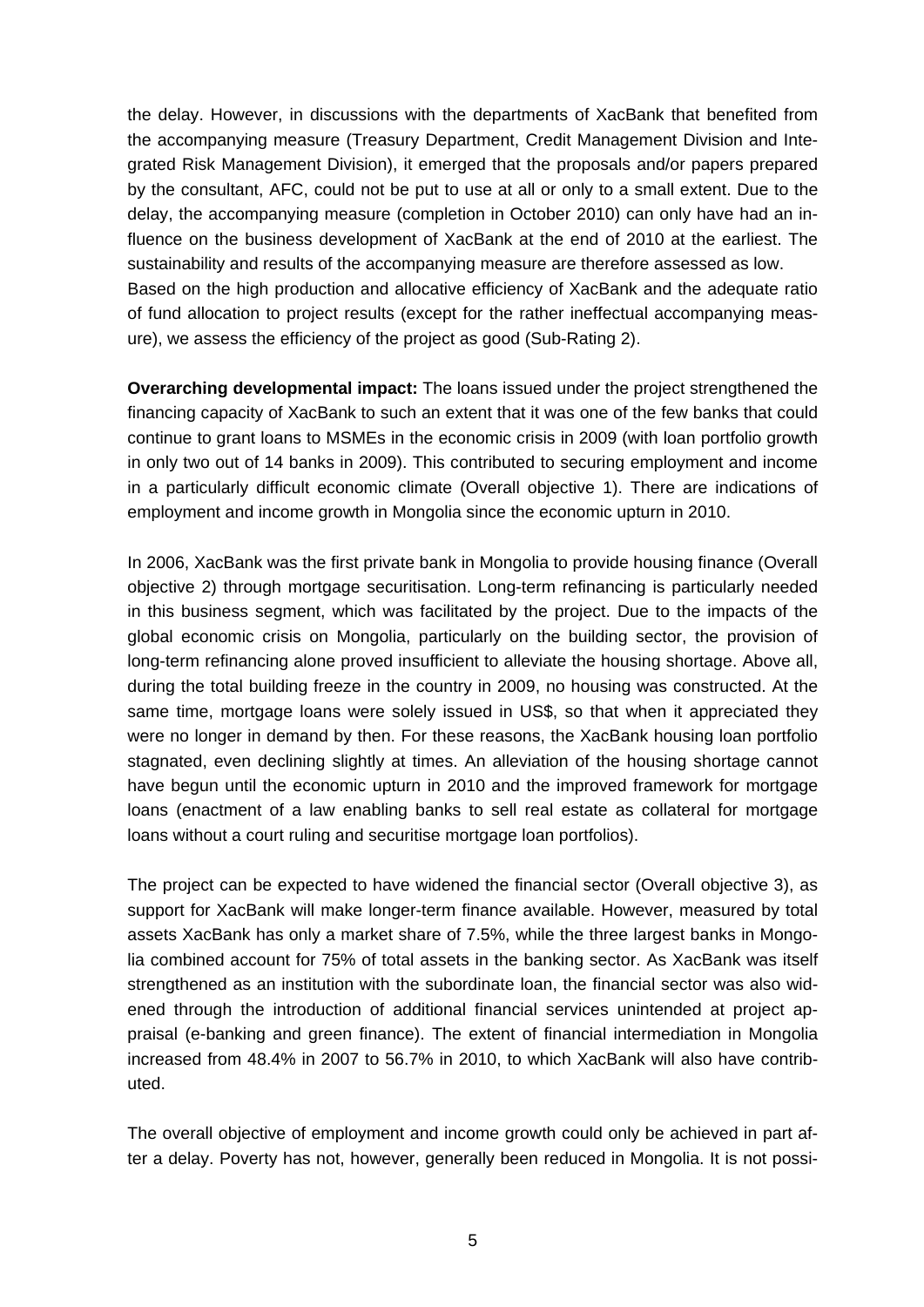the delay. However, in discussions with the departments of XacBank that benefited from the accompanying measure (Treasury Department, Credit Management Division and Integrated Risk Management Division), it emerged that the proposals and/or papers prepared by the consultant, AFC, could not be put to use at all or only to a small extent. Due to the delay, the accompanying measure (completion in October 2010) can only have had an influence on the business development of XacBank at the end of 2010 at the earliest. The sustainability and results of the accompanying measure are therefore assessed as low.
Based on the high production and allocative efficiency of XacBank and the adequate ratio of fund allocation to project results (except for the rather ineffectual accompanying measure), we assess the efficiency of the project as good (Sub-Rating 2).

**Overarching developmental impact:** The loans issued under the project strengthened the financing capacity of XacBank to such an extent that it was one of the few banks that could continue to grant loans to MSMEs in the economic crisis in 2009 (with loan portfolio growth in only two out of 14 banks in 2009). This contributed to securing employment and income in a particularly difficult economic climate (Overall objective 1). There are indications of employment and income growth in Mongolia since the economic upturn in 2010.

In 2006, XacBank was the first private bank in Mongolia to provide housing finance (Overall objective 2) through mortgage securitisation. Long-term refinancing is particularly needed in this business segment, which was facilitated by the project. Due to the impacts of the global economic crisis on Mongolia, particularly on the building sector, the provision of long-term refinancing alone proved insufficient to alleviate the housing shortage. Above all, during the total building freeze in the country in 2009, no housing was constructed. At the same time, mortgage loans were solely issued in US$, so that when it appreciated they were no longer in demand by then. For these reasons, the XacBank housing loan portfolio stagnated, even declining slightly at times. An alleviation of the housing shortage cannot have begun until the economic upturn in 2010 and the improved framework for mortgage loans (enactment of a law enabling banks to sell real estate as collateral for mortgage loans without a court ruling and securitise mortgage loan portfolios).

The project can be expected to have widened the financial sector (Overall objective 3), as support for XacBank will make longer-term finance available. However, measured by total assets XacBank has only a market share of 7.5%, while the three largest banks in Mongolia combined account for 75% of total assets in the banking sector. As XacBank was itself strengthened as an institution with the subordinate loan, the financial sector was also widened through the introduction of additional financial services unintended at project appraisal (e-banking and green finance). The extent of financial intermediation in Mongolia increased from 48.4% in 2007 to 56.7% in 2010, to which XacBank will also have contributed.

The overall objective of employment and income growth could only be achieved in part after a delay. Poverty has not, however, generally been reduced in Mongolia. It is not possi-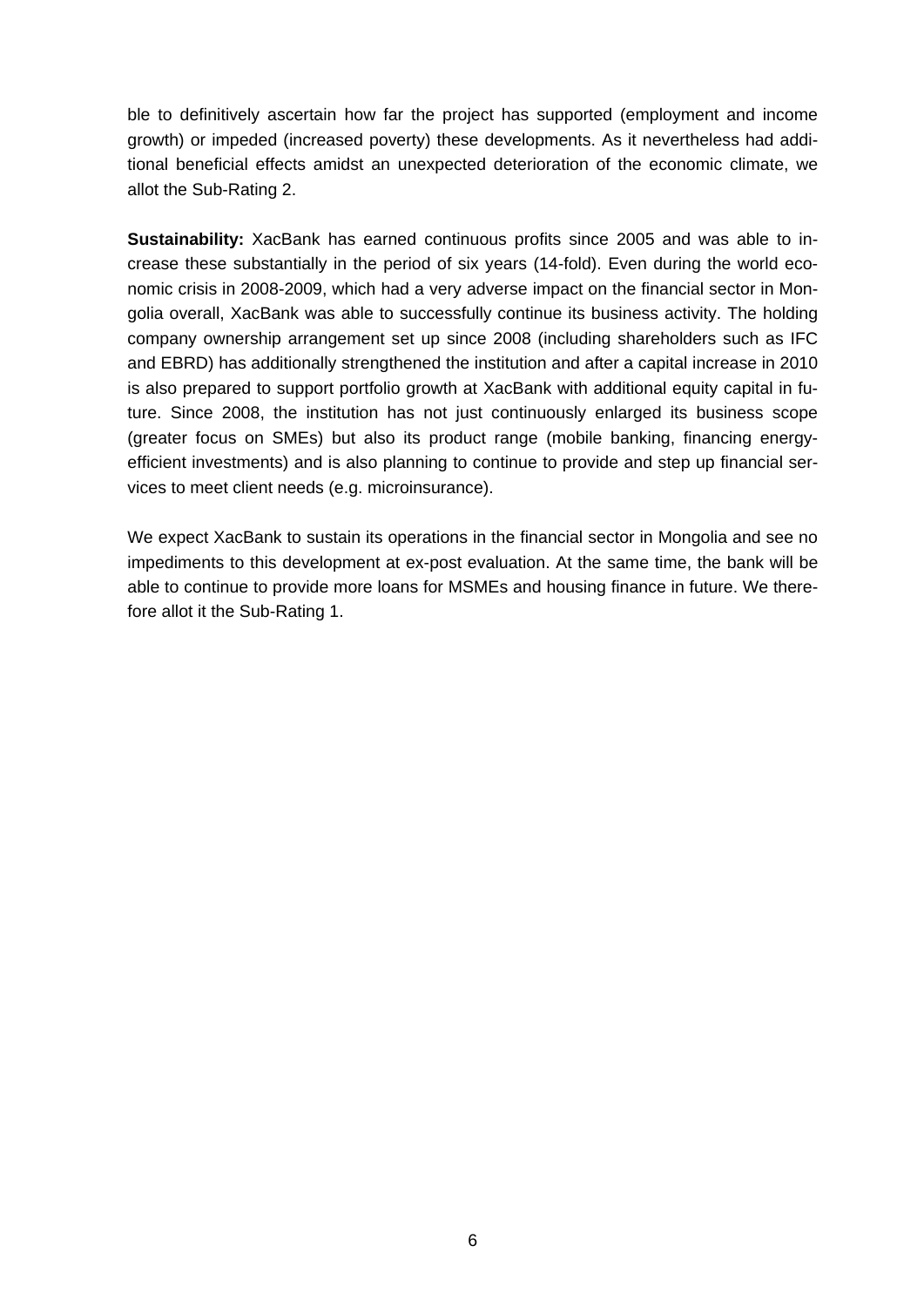ble to definitively ascertain how far the project has supported (employment and income growth) or impeded (increased poverty) these developments. As it nevertheless had additional beneficial effects amidst an unexpected deterioration of the economic climate, we allot the Sub-Rating 2.

**Sustainability:** XacBank has earned continuous profits since 2005 and was able to increase these substantially in the period of six years (14-fold). Even during the world economic crisis in 2008-2009, which had a very adverse impact on the financial sector in Mongolia overall, XacBank was able to successfully continue its business activity. The holding company ownership arrangement set up since 2008 (including shareholders such as IFC and EBRD) has additionally strengthened the institution and after a capital increase in 2010 is also prepared to support portfolio growth at XacBank with additional equity capital in future. Since 2008, the institution has not just continuously enlarged its business scope (greater focus on SMEs) but also its product range (mobile banking, financing energy-efficient investments) and is also planning to continue to provide and step up financial services to meet client needs (e.g. microinsurance).

We expect XacBank to sustain its operations in the financial sector in Mongolia and see no impediments to this development at ex-post evaluation. At the same time, the bank will be able to continue to provide more loans for MSMEs and housing finance in future. We therefore allot it the Sub-Rating 1.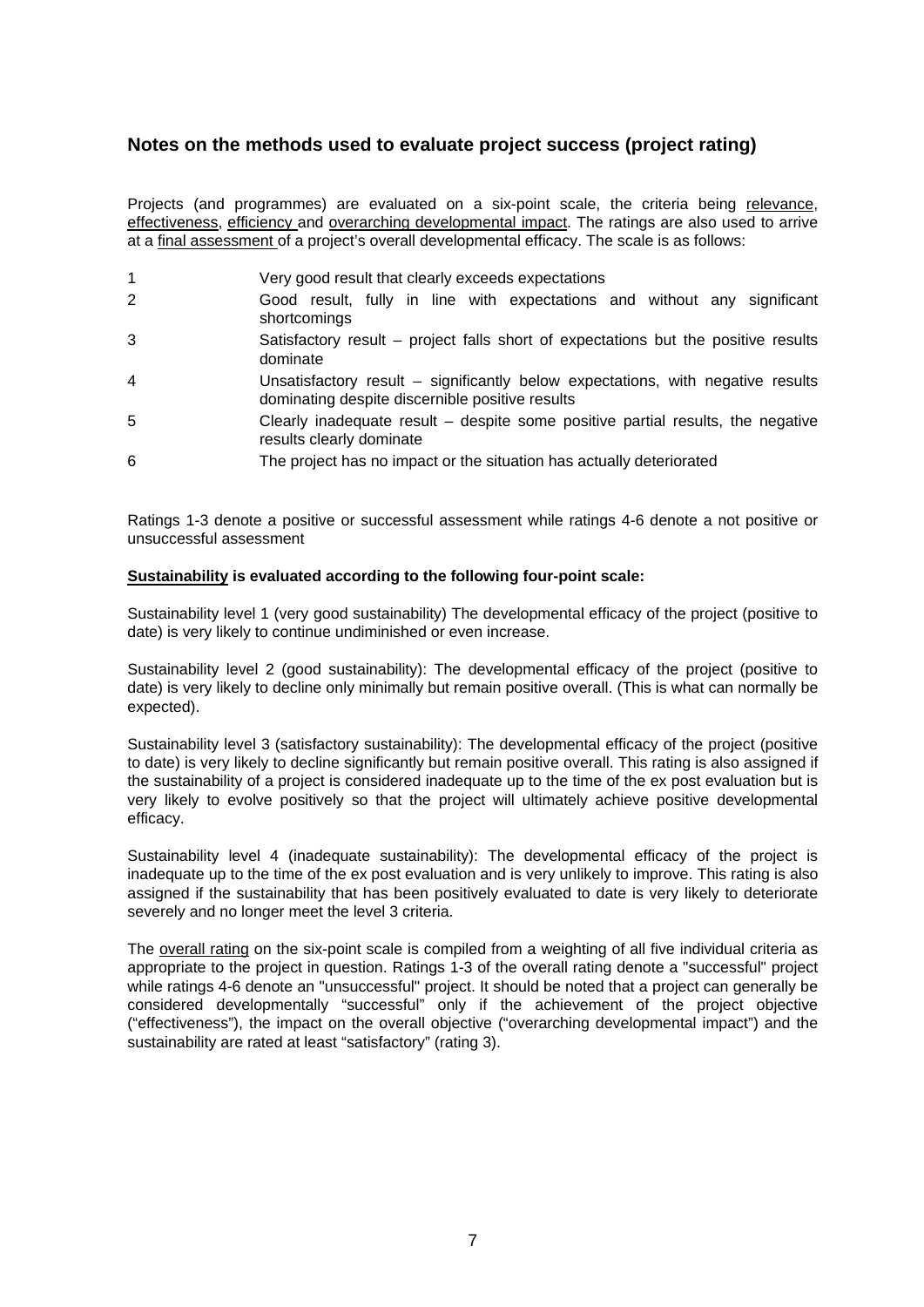## Notes on the methods used to evaluate project success (project rating)

Projects (and programmes) are evaluated on a six-point scale, the criteria being relevance, effectiveness, efficiency and overarching developmental impact. The ratings are also used to arrive at a final assessment of a project's overall developmental efficacy. The scale is as follows:

| | |
|---|---|
| 1 | Very good result that clearly exceeds expectations |
| 2 | Good result, fully in line with expectations and without any significant shortcomings |
| 3 | Satisfactory result – project falls short of expectations but the positive results dominate |
| 4 | Unsatisfactory result – significantly below expectations, with negative results dominating despite discernible positive results |
| 5 | Clearly inadequate result – despite some positive partial results, the negative results clearly dominate |
| 6 | The project has no impact or the situation has actually deteriorated |

Ratings 1-3 denote a positive or successful assessment while ratings 4-6 denote a not positive or unsuccessful assessment

**Sustainability is evaluated according to the following four-point scale:**

Sustainability level 1 (very good sustainability) The developmental efficacy of the project (positive to date) is very likely to continue undiminished or even increase.

Sustainability level 2 (good sustainability): The developmental efficacy of the project (positive to date) is very likely to decline only minimally but remain positive overall. (This is what can normally be expected).

Sustainability level 3 (satisfactory sustainability): The developmental efficacy of the project (positive to date) is very likely to decline significantly but remain positive overall. This rating is also assigned if the sustainability of a project is considered inadequate up to the time of the ex post evaluation but is very likely to evolve positively so that the project will ultimately achieve positive developmental efficacy.

Sustainability level 4 (inadequate sustainability): The developmental efficacy of the project is inadequate up to the time of the ex post evaluation and is very unlikely to improve. This rating is also assigned if the sustainability that has been positively evaluated to date is very likely to deteriorate severely and no longer meet the level 3 criteria.

The overall rating on the six-point scale is compiled from a weighting of all five individual criteria as appropriate to the project in question. Ratings 1-3 of the overall rating denote a "successful" project while ratings 4-6 denote an "unsuccessful" project. It should be noted that a project can generally be considered developmentally "successful" only if the achievement of the project objective ("effectiveness"), the impact on the overall objective ("overarching developmental impact") and the sustainability are rated at least "satisfactory" (rating 3).